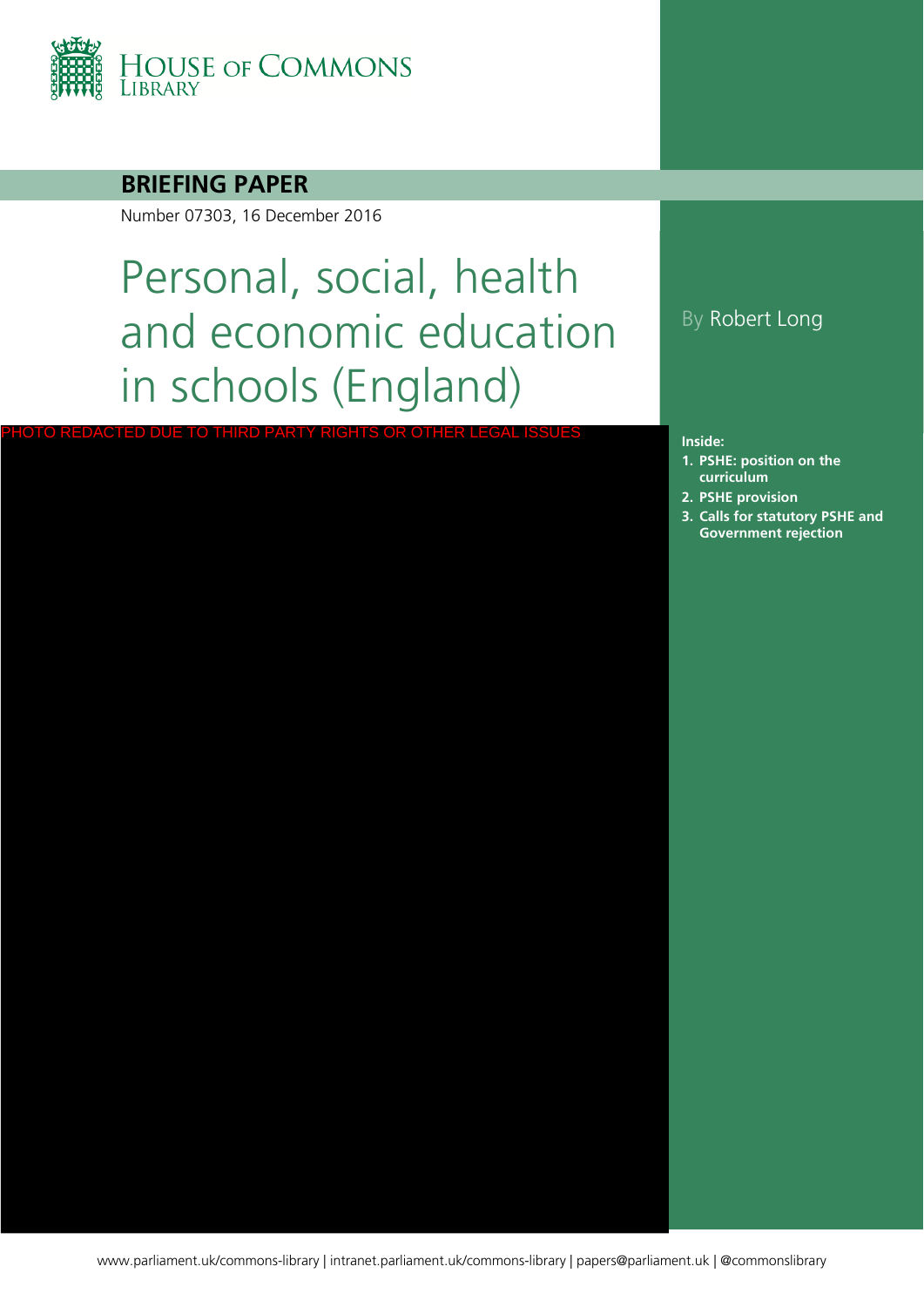HOUSE OF COMMONS LIBRARY

**BRIEFING PAPER**

Number 07303, 16 December 2016

# Personal, social, health and economic education in schools (England)

By Robert Long

PHOTO REDACTED DUE TO THIRD PARTY RIGHTS OR OTHER LEGAL ISSUES

**Inside:**

1. **PSHE: position on the curriculum**
2. **PSHE provision**
3. **Calls for statutory PSHE and Government rejection**

www.parliament.uk/commons-library | intranet.parliament.uk/commons-library | papers@parliament.uk | @commonslibrary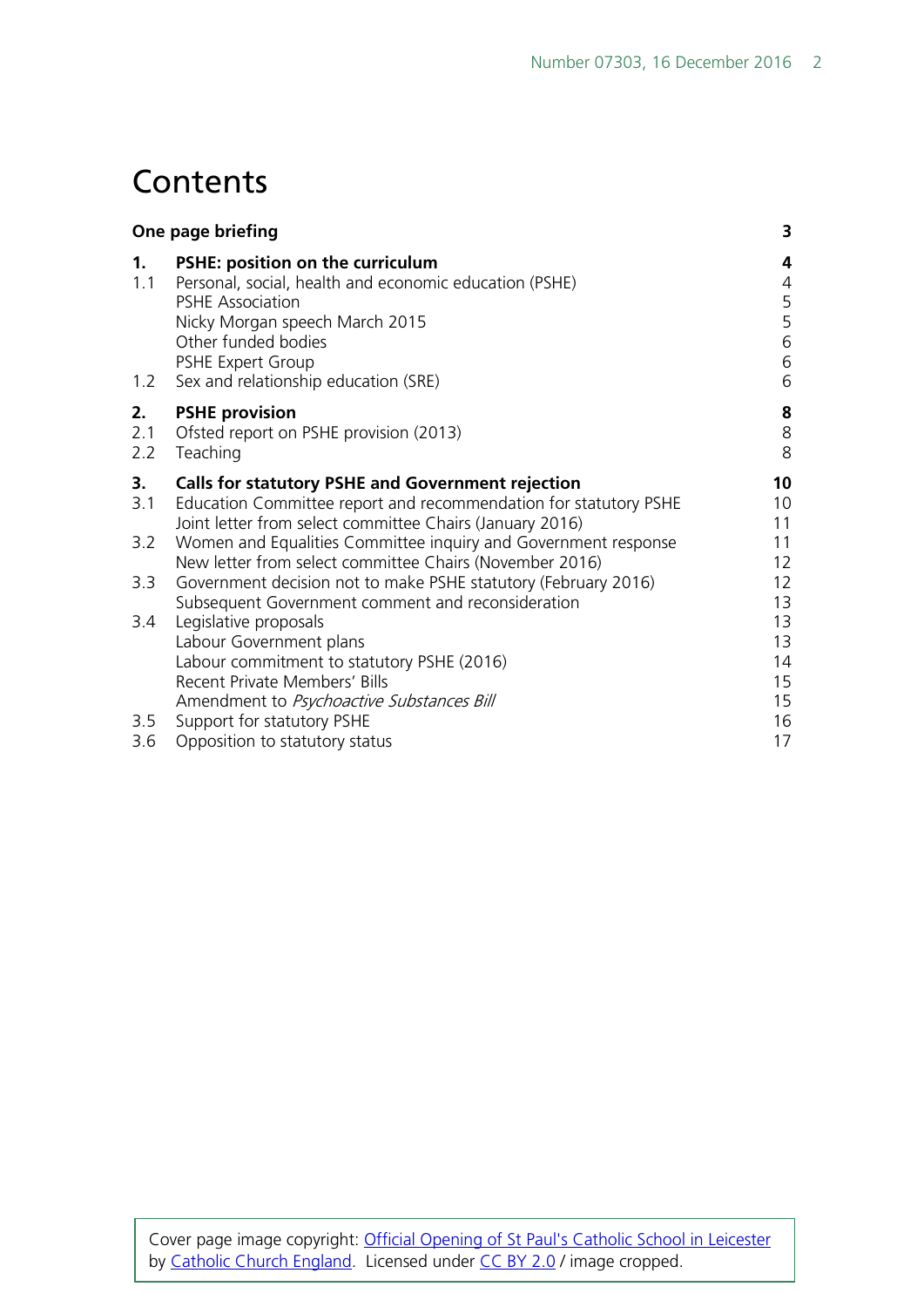# Contents

| | | |
|---|---|---|
| **One page briefing** | | **3** |
| **1.** | **PSHE: position on the curriculum** | **4** |
| 1.1 | Personal, social, health and economic education (PSHE) | 4 |
| | PSHE Association | 5 |
| | Nicky Morgan speech March 2015 | 5 |
| | Other funded bodies | 6 |
| | PSHE Expert Group | 6 |
| 1.2 | Sex and relationship education (SRE) | 6 |
| **2.** | **PSHE provision** | **8** |
| 2.1 | Ofsted report on PSHE provision (2013) | 8 |
| 2.2 | Teaching | 8 |
| **3.** | **Calls for statutory PSHE and Government rejection** | **10** |
| 3.1 | Education Committee report and recommendation for statutory PSHE | 10 |
| | Joint letter from select committee Chairs (January 2016) | 11 |
| 3.2 | Women and Equalities Committee inquiry and Government response | 11 |
| | New letter from select committee Chairs (November 2016) | 12 |
| 3.3 | Government decision not to make PSHE statutory (February 2016) | 12 |
| | Subsequent Government comment and reconsideration | 13 |
| 3.4 | Legislative proposals | 13 |
| | Labour Government plans | 13 |
| | Labour commitment to statutory PSHE (2016) | 14 |
| | Recent Private Members' Bills | 15 |
| | Amendment to *Psychoactive Substances Bill* | 15 |
| 3.5 | Support for statutory PSHE | 16 |
| 3.6 | Opposition to statutory status | 17 |

Cover page image copyright: Official Opening of St Paul's Catholic School in Leicester by Catholic Church England. Licensed under CC BY 2.0 / image cropped.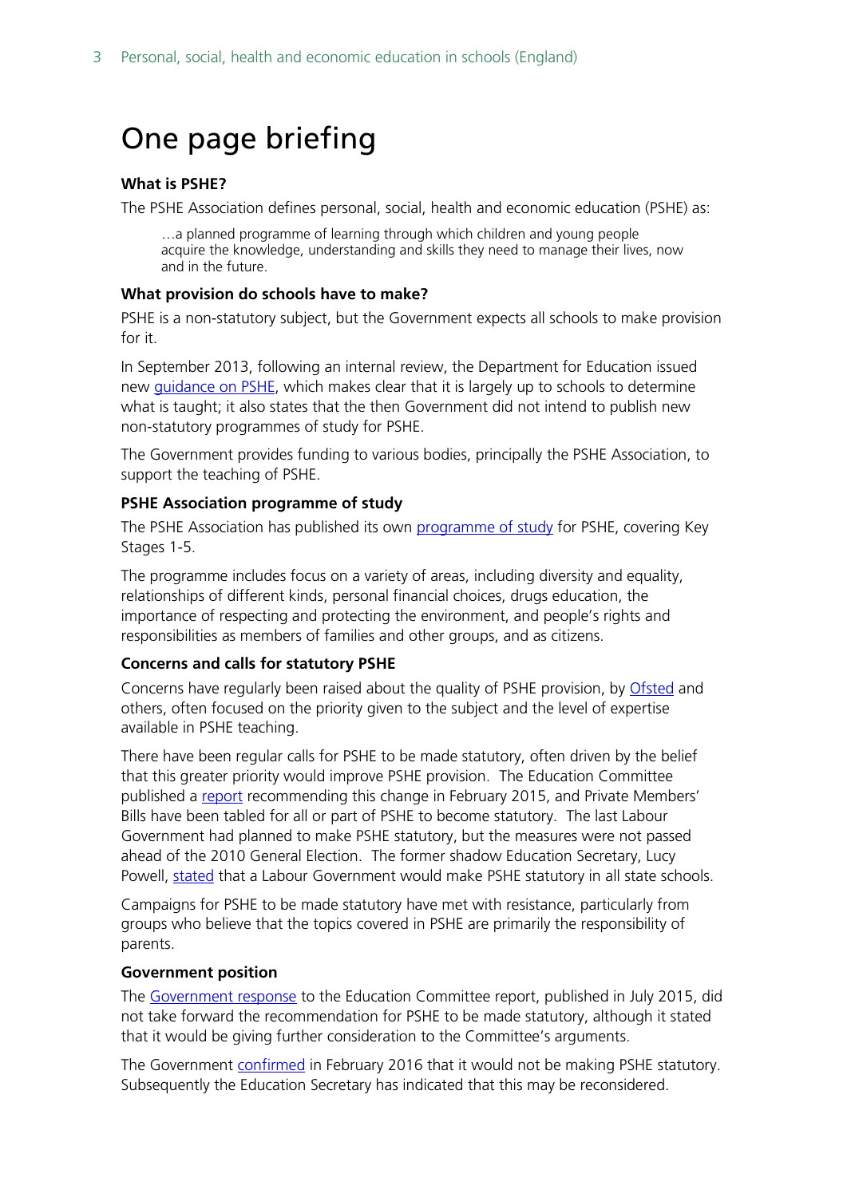# One page briefing

**What is PSHE?**

The PSHE Association defines personal, social, health and economic education (PSHE) as:

> …a planned programme of learning through which children and young people acquire the knowledge, understanding and skills they need to manage their lives, now and in the future.

**What provision do schools have to make?**

PSHE is a non-statutory subject, but the Government expects all schools to make provision for it.

In September 2013, following an internal review, the Department for Education issued new guidance on PSHE, which makes clear that it is largely up to schools to determine what is taught; it also states that the then Government did not intend to publish new non-statutory programmes of study for PSHE.

The Government provides funding to various bodies, principally the PSHE Association, to support the teaching of PSHE.

**PSHE Association programme of study**

The PSHE Association has published its own programme of study for PSHE, covering Key Stages 1-5.

The programme includes focus on a variety of areas, including diversity and equality, relationships of different kinds, personal financial choices, drugs education, the importance of respecting and protecting the environment, and people's rights and responsibilities as members of families and other groups, and as citizens.

**Concerns and calls for statutory PSHE**

Concerns have regularly been raised about the quality of PSHE provision, by Ofsted and others, often focused on the priority given to the subject and the level of expertise available in PSHE teaching.

There have been regular calls for PSHE to be made statutory, often driven by the belief that this greater priority would improve PSHE provision. The Education Committee published a report recommending this change in February 2015, and Private Members' Bills have been tabled for all or part of PSHE to become statutory. The last Labour Government had planned to make PSHE statutory, but the measures were not passed ahead of the 2010 General Election. The former shadow Education Secretary, Lucy Powell, stated that a Labour Government would make PSHE statutory in all state schools.

Campaigns for PSHE to be made statutory have met with resistance, particularly from groups who believe that the topics covered in PSHE are primarily the responsibility of parents.

**Government position**

The Government response to the Education Committee report, published in July 2015, did not take forward the recommendation for PSHE to be made statutory, although it stated that it would be giving further consideration to the Committee's arguments.

The Government confirmed in February 2016 that it would not be making PSHE statutory. Subsequently the Education Secretary has indicated that this may be reconsidered.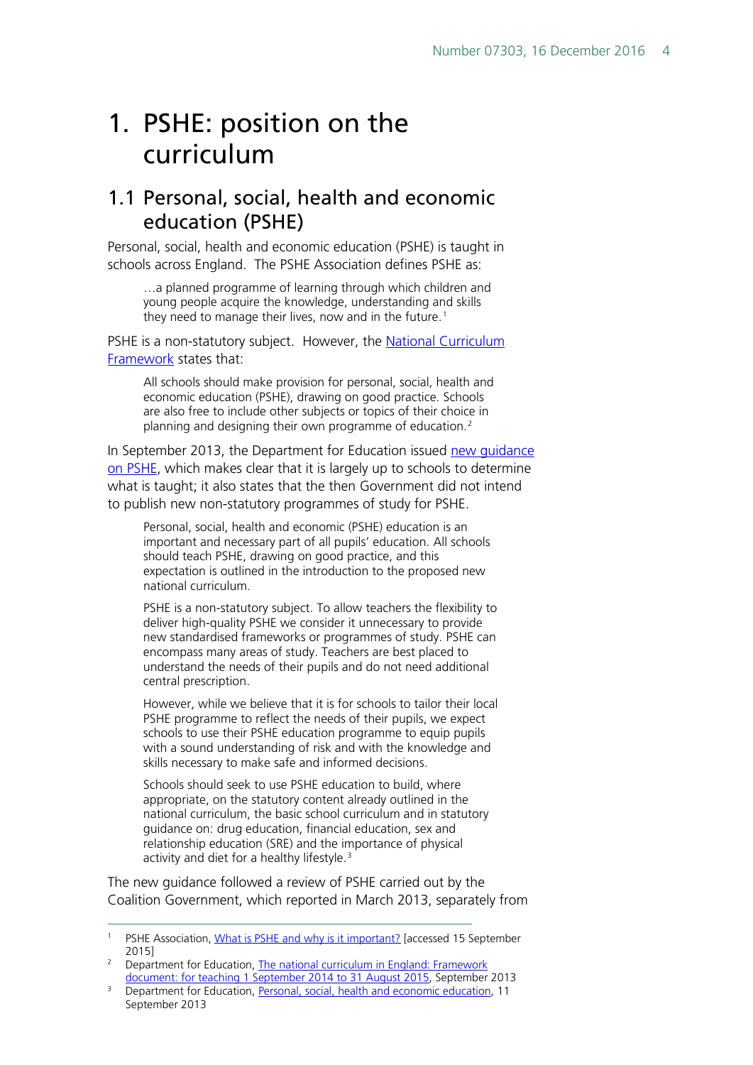# 1. PSHE: position on the curriculum

## 1.1 Personal, social, health and economic education (PSHE)

Personal, social, health and economic education (PSHE) is taught in schools across England. The PSHE Association defines PSHE as:

> …a planned programme of learning through which children and young people acquire the knowledge, understanding and skills they need to manage their lives, now and in the future.[1]

PSHE is a non-statutory subject. However, the National Curriculum Framework states that:

> All schools should make provision for personal, social, health and economic education (PSHE), drawing on good practice. Schools are also free to include other subjects or topics of their choice in planning and designing their own programme of education.[2]

In September 2013, the Department for Education issued new guidance on PSHE, which makes clear that it is largely up to schools to determine what is taught; it also states that the then Government did not intend to publish new non-statutory programmes of study for PSHE.

> Personal, social, health and economic (PSHE) education is an important and necessary part of all pupils' education. All schools should teach PSHE, drawing on good practice, and this expectation is outlined in the introduction to the proposed new national curriculum.
>
> PSHE is a non-statutory subject. To allow teachers the flexibility to deliver high-quality PSHE we consider it unnecessary to provide new standardised frameworks or programmes of study. PSHE can encompass many areas of study. Teachers are best placed to understand the needs of their pupils and do not need additional central prescription.
>
> However, while we believe that it is for schools to tailor their local PSHE programme to reflect the needs of their pupils, we expect schools to use their PSHE education programme to equip pupils with a sound understanding of risk and with the knowledge and skills necessary to make safe and informed decisions.
>
> Schools should seek to use PSHE education to build, where appropriate, on the statutory content already outlined in the national curriculum, the basic school curriculum and in statutory guidance on: drug education, financial education, sex and relationship education (SRE) and the importance of physical activity and diet for a healthy lifestyle.[3]

The new guidance followed a review of PSHE carried out by the Coalition Government, which reported in March 2013, separately from

---

[1] PSHE Association, What is PSHE and why is it important? [accessed 15 September 2015]

[2] Department for Education, The national curriculum in England: Framework document: for teaching 1 September 2014 to 31 August 2015, September 2013

[3] Department for Education, Personal, social, health and economic education, 11 September 2013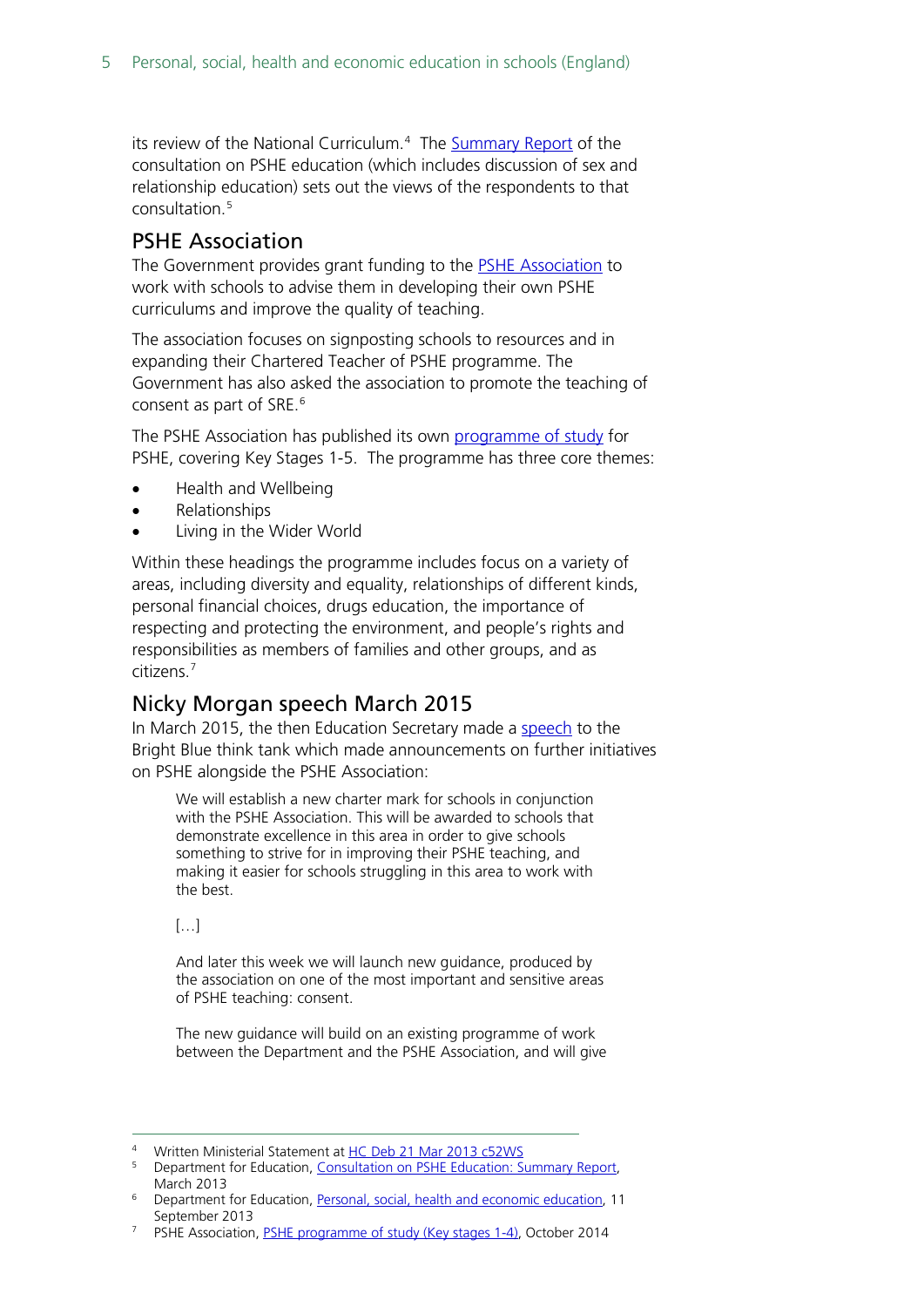its review of the National Curriculum.[4] The Summary Report of the consultation on PSHE education (which includes discussion of sex and relationship education) sets out the views of the respondents to that consultation.[5]

## PSHE Association

The Government provides grant funding to the PSHE Association to work with schools to advise them in developing their own PSHE curriculums and improve the quality of teaching.

The association focuses on signposting schools to resources and in expanding their Chartered Teacher of PSHE programme. The Government has also asked the association to promote the teaching of consent as part of SRE.[6]

The PSHE Association has published its own programme of study for PSHE, covering Key Stages 1-5. The programme has three core themes:

- Health and Wellbeing
- Relationships
- Living in the Wider World

Within these headings the programme includes focus on a variety of areas, including diversity and equality, relationships of different kinds, personal financial choices, drugs education, the importance of respecting and protecting the environment, and people's rights and responsibilities as members of families and other groups, and as citizens.[7]

## Nicky Morgan speech March 2015

In March 2015, the then Education Secretary made a speech to the Bright Blue think tank which made announcements on further initiatives on PSHE alongside the PSHE Association:

> We will establish a new charter mark for schools in conjunction with the PSHE Association. This will be awarded to schools that demonstrate excellence in this area in order to give schools something to strive for in improving their PSHE teaching, and making it easier for schools struggling in this area to work with the best.
>
> […]
>
> And later this week we will launch new guidance, produced by the association on one of the most important and sensitive areas of PSHE teaching: consent.
>
> The new guidance will build on an existing programme of work between the Department and the PSHE Association, and will give

---

[4] Written Ministerial Statement at HC Deb 21 Mar 2013 c52WS

[5] Department for Education, Consultation on PSHE Education: Summary Report, March 2013

[6] Department for Education, Personal, social, health and economic education, 11 September 2013

[7] PSHE Association, PSHE programme of study (Key stages 1-4), October 2014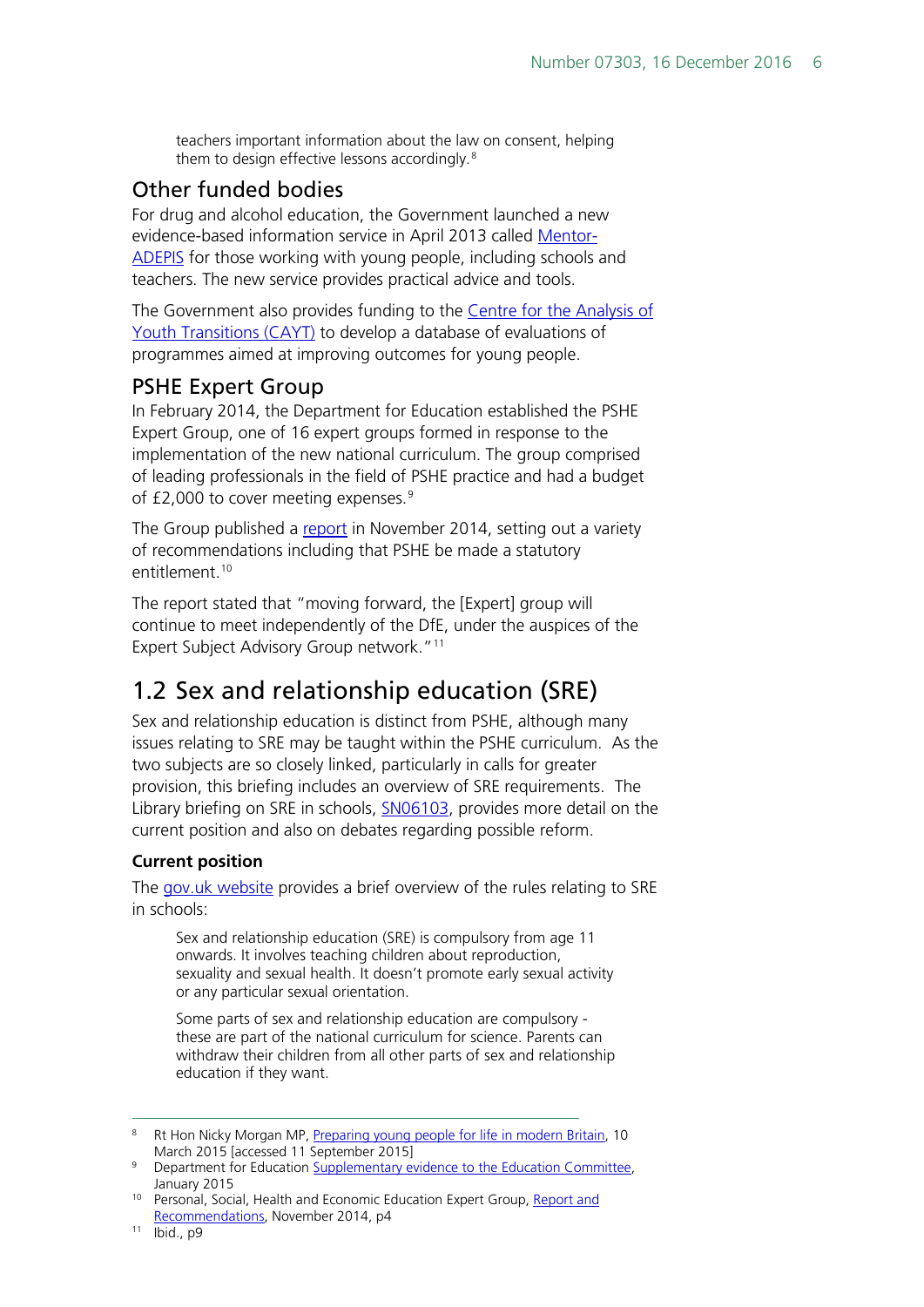> teachers important information about the law on consent, helping them to design effective lessons accordingly.[8]

### Other funded bodies

For drug and alcohol education, the Government launched a new evidence-based information service in April 2013 called Mentor-ADEPIS for those working with young people, including schools and teachers. The new service provides practical advice and tools.

The Government also provides funding to the Centre for the Analysis of Youth Transitions (CAYT) to develop a database of evaluations of programmes aimed at improving outcomes for young people.

### PSHE Expert Group

In February 2014, the Department for Education established the PSHE Expert Group, one of 16 expert groups formed in response to the implementation of the new national curriculum. The group comprised of leading professionals in the field of PSHE practice and had a budget of £2,000 to cover meeting expenses.[9]

The Group published a report in November 2014, setting out a variety of recommendations including that PSHE be made a statutory entitlement.[10]

The report stated that "moving forward, the [Expert] group will continue to meet independently of the DfE, under the auspices of the Expert Subject Advisory Group network."[11]

## 1.2 Sex and relationship education (SRE)

Sex and relationship education is distinct from PSHE, although many issues relating to SRE may be taught within the PSHE curriculum. As the two subjects are so closely linked, particularly in calls for greater provision, this briefing includes an overview of SRE requirements. The Library briefing on SRE in schools, SN06103, provides more detail on the current position and also on debates regarding possible reform.

**Current position**

The gov.uk website provides a brief overview of the rules relating to SRE in schools:

> Sex and relationship education (SRE) is compulsory from age 11 onwards. It involves teaching children about reproduction, sexuality and sexual health. It doesn't promote early sexual activity or any particular sexual orientation.
>
> Some parts of sex and relationship education are compulsory - these are part of the national curriculum for science. Parents can withdraw their children from all other parts of sex and relationship education if they want.

---

[8] Rt Hon Nicky Morgan MP, Preparing young people for life in modern Britain, 10 March 2015 [accessed 11 September 2015]

[9] Department for Education Supplementary evidence to the Education Committee, January 2015

[10] Personal, Social, Health and Economic Education Expert Group, Report and Recommendations, November 2014, p4

[11] Ibid., p9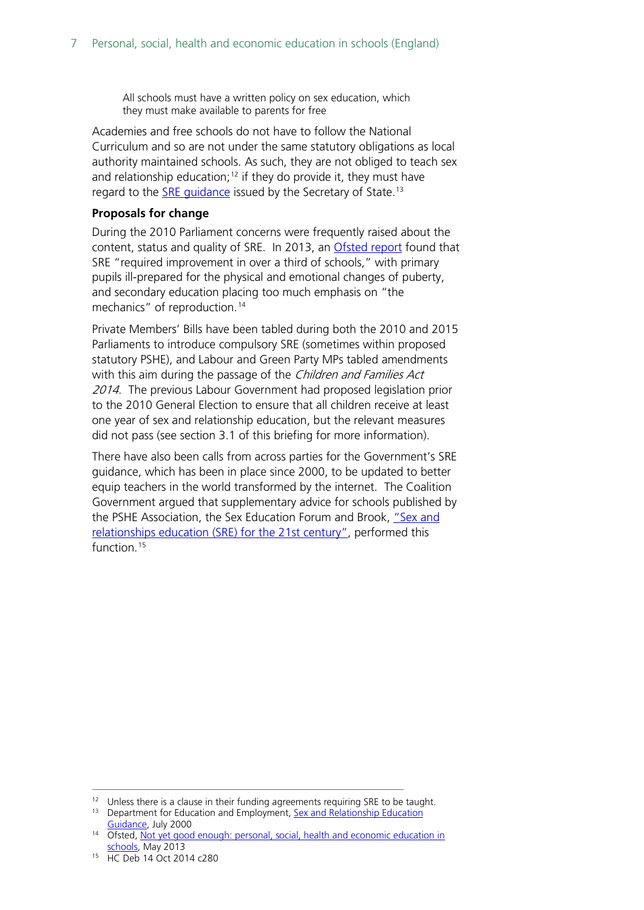> All schools must have a written policy on sex education, which they must make available to parents for free

Academies and free schools do not have to follow the National Curriculum and so are not under the same statutory obligations as local authority maintained schools. As such, they are not obliged to teach sex and relationship education;[12] if they do provide it, they must have regard to the SRE guidance issued by the Secretary of State.[13]

**Proposals for change**

During the 2010 Parliament concerns were frequently raised about the content, status and quality of SRE. In 2013, an Ofsted report found that SRE "required improvement in over a third of schools," with primary pupils ill-prepared for the physical and emotional changes of puberty, and secondary education placing too much emphasis on "the mechanics" of reproduction.[14]

Private Members' Bills have been tabled during both the 2010 and 2015 Parliaments to introduce compulsory SRE (sometimes within proposed statutory PSHE), and Labour and Green Party MPs tabled amendments with this aim during the passage of the *Children and Families Act 2014*. The previous Labour Government had proposed legislation prior to the 2010 General Election to ensure that all children receive at least one year of sex and relationship education, but the relevant measures did not pass (see section 3.1 of this briefing for more information).

There have also been calls from across parties for the Government's SRE guidance, which has been in place since 2000, to be updated to better equip teachers in the world transformed by the internet. The Coalition Government argued that supplementary advice for schools published by the PSHE Association, the Sex Education Forum and Brook, "Sex and relationships education (SRE) for the 21st century", performed this function.[15]

---

[12] Unless there is a clause in their funding agreements requiring SRE to be taught.

[13] Department for Education and Employment, Sex and Relationship Education Guidance, July 2000

[14] Ofsted, Not yet good enough: personal, social, health and economic education in schools, May 2013

[15] HC Deb 14 Oct 2014 c280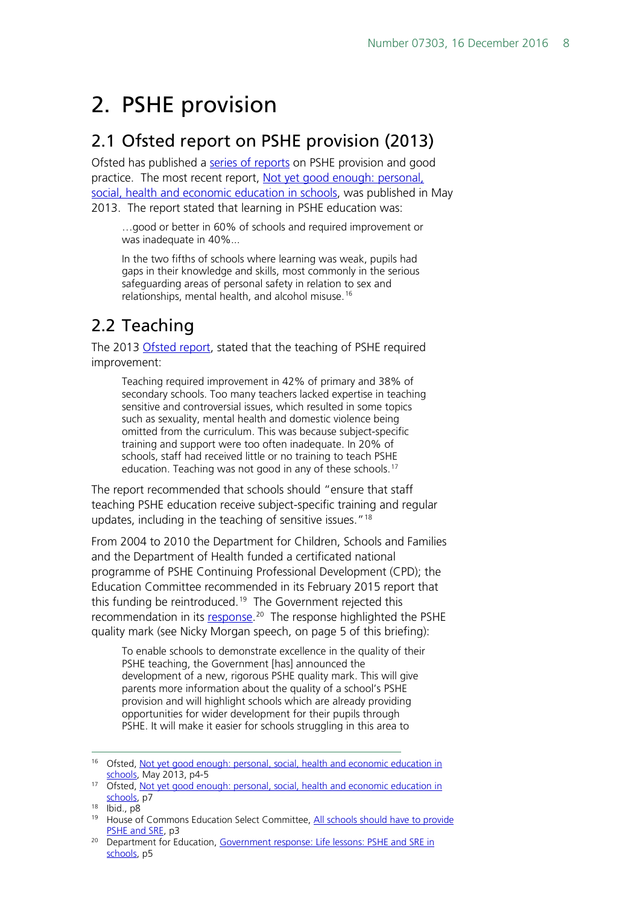# 2. PSHE provision

## 2.1 Ofsted report on PSHE provision (2013)

Ofsted has published a series of reports on PSHE provision and good practice. The most recent report, Not yet good enough: personal, social, health and economic education in schools, was published in May 2013. The report stated that learning in PSHE education was:

> …good or better in 60% of schools and required improvement or was inadequate in 40%...
>
> In the two fifths of schools where learning was weak, pupils had gaps in their knowledge and skills, most commonly in the serious safeguarding areas of personal safety in relation to sex and relationships, mental health, and alcohol misuse.[16]

## 2.2 Teaching

The 2013 Ofsted report, stated that the teaching of PSHE required improvement:

> Teaching required improvement in 42% of primary and 38% of secondary schools. Too many teachers lacked expertise in teaching sensitive and controversial issues, which resulted in some topics such as sexuality, mental health and domestic violence being omitted from the curriculum. This was because subject-specific training and support were too often inadequate. In 20% of schools, staff had received little or no training to teach PSHE education. Teaching was not good in any of these schools.[17]

The report recommended that schools should "ensure that staff teaching PSHE education receive subject-specific training and regular updates, including in the teaching of sensitive issues."[18]

From 2004 to 2010 the Department for Children, Schools and Families and the Department of Health funded a certificated national programme of PSHE Continuing Professional Development (CPD); the Education Committee recommended in its February 2015 report that this funding be reintroduced.[19] The Government rejected this recommendation in its response.[20] The response highlighted the PSHE quality mark (see Nicky Morgan speech, on page 5 of this briefing):

> To enable schools to demonstrate excellence in the quality of their PSHE teaching, the Government [has] announced the development of a new, rigorous PSHE quality mark. This will give parents more information about the quality of a school's PSHE provision and will highlight schools which are already providing opportunities for wider development for their pupils through PSHE. It will make it easier for schools struggling in this area to

---

[16] Ofsted, Not yet good enough: personal, social, health and economic education in schools, May 2013, p4-5

[17] Ofsted, Not yet good enough: personal, social, health and economic education in schools, p7

[18] Ibid., p8

[19] House of Commons Education Select Committee, All schools should have to provide PSHE and SRE, p3

[20] Department for Education, Government response: Life lessons: PSHE and SRE in schools, p5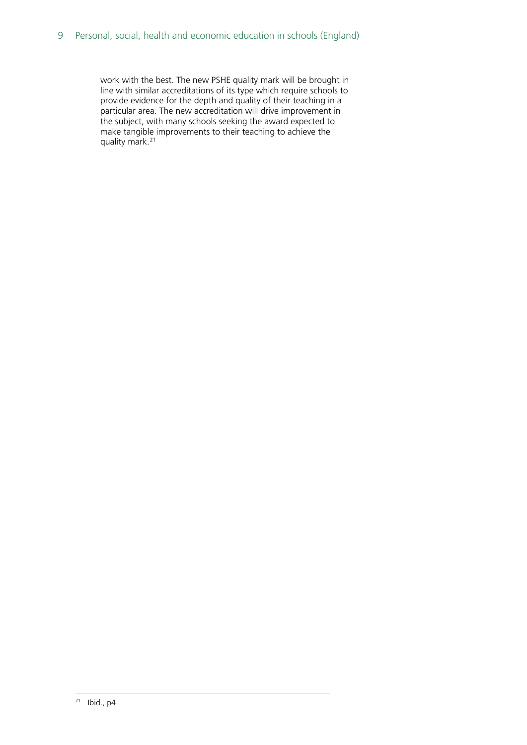work with the best. The new PSHE quality mark will be brought in line with similar accreditations of its type which require schools to provide evidence for the depth and quality of their teaching in a particular area. The new accreditation will drive improvement in the subject, with many schools seeking the award expected to make tangible improvements to their teaching to achieve the quality mark.[21]

[21] Ibid., p4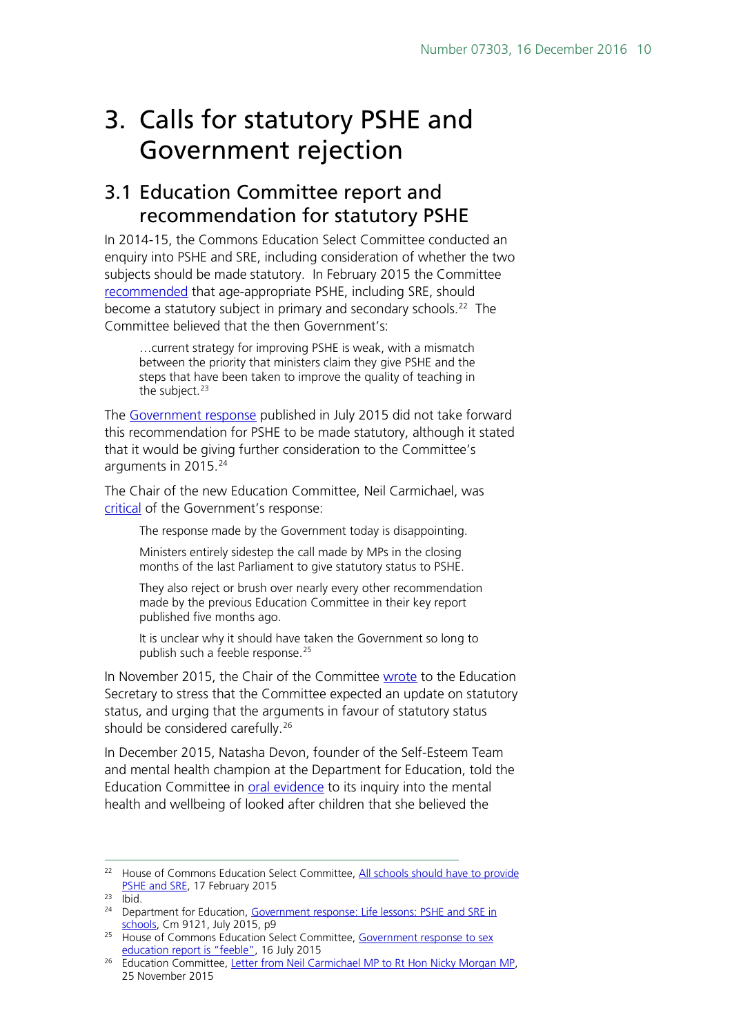# 3. Calls for statutory PSHE and Government rejection

## 3.1 Education Committee report and recommendation for statutory PSHE

In 2014-15, the Commons Education Select Committee conducted an enquiry into PSHE and SRE, including consideration of whether the two subjects should be made statutory. In February 2015 the Committee recommended that age-appropriate PSHE, including SRE, should become a statutory subject in primary and secondary schools.[22] The Committee believed that the then Government's:

> …current strategy for improving PSHE is weak, with a mismatch between the priority that ministers claim they give PSHE and the steps that have been taken to improve the quality of teaching in the subject.[23]

The Government response published in July 2015 did not take forward this recommendation for PSHE to be made statutory, although it stated that it would be giving further consideration to the Committee's arguments in 2015.[24]

The Chair of the new Education Committee, Neil Carmichael, was critical of the Government's response:

> The response made by the Government today is disappointing.
>
> Ministers entirely sidestep the call made by MPs in the closing months of the last Parliament to give statutory status to PSHE.
>
> They also reject or brush over nearly every other recommendation made by the previous Education Committee in their key report published five months ago.
>
> It is unclear why it should have taken the Government so long to publish such a feeble response.[25]

In November 2015, the Chair of the Committee wrote to the Education Secretary to stress that the Committee expected an update on statutory status, and urging that the arguments in favour of statutory status should be considered carefully.[26]

In December 2015, Natasha Devon, founder of the Self-Esteem Team and mental health champion at the Department for Education, told the Education Committee in oral evidence to its inquiry into the mental health and wellbeing of looked after children that she believed the

---

[22] House of Commons Education Select Committee, All schools should have to provide PSHE and SRE, 17 February 2015

[23] Ibid.

[24] Department for Education, Government response: Life lessons: PSHE and SRE in schools, Cm 9121, July 2015, p9

[25] House of Commons Education Select Committee, Government response to sex education report is "feeble", 16 July 2015

[26] Education Committee, Letter from Neil Carmichael MP to Rt Hon Nicky Morgan MP, 25 November 2015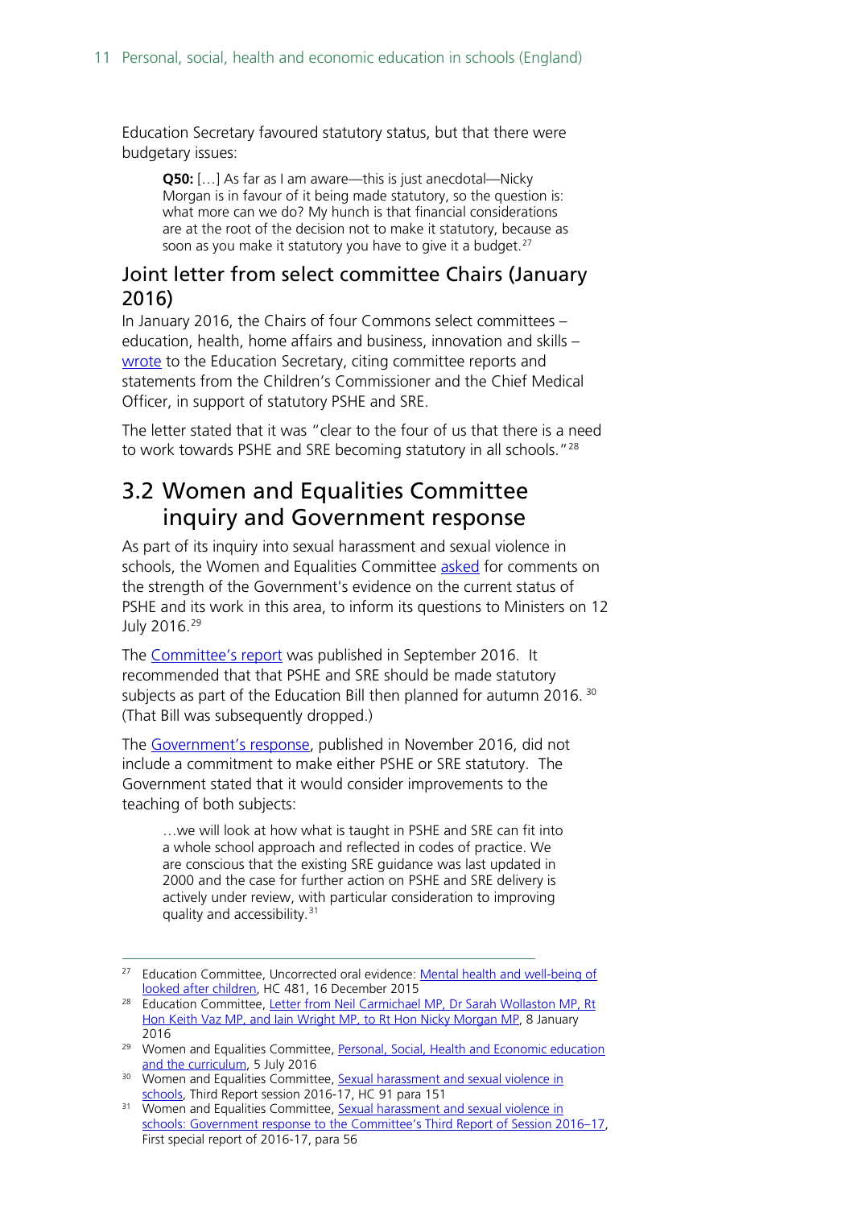Education Secretary favoured statutory status, but that there were budgetary issues:

> **Q50:** […] As far as I am aware—this is just anecdotal—Nicky Morgan is in favour of it being made statutory, so the question is: what more can we do? My hunch is that financial considerations are at the root of the decision not to make it statutory, because as soon as you make it statutory you have to give it a budget.[27]

### Joint letter from select committee Chairs (January 2016)

In January 2016, the Chairs of four Commons select committees – education, health, home affairs and business, innovation and skills – wrote to the Education Secretary, citing committee reports and statements from the Children's Commissioner and the Chief Medical Officer, in support of statutory PSHE and SRE.

The letter stated that it was "clear to the four of us that there is a need to work towards PSHE and SRE becoming statutory in all schools."[28]

## 3.2 Women and Equalities Committee inquiry and Government response

As part of its inquiry into sexual harassment and sexual violence in schools, the Women and Equalities Committee asked for comments on the strength of the Government's evidence on the current status of PSHE and its work in this area, to inform its questions to Ministers on 12 July 2016.[29]

The Committee's report was published in September 2016. It recommended that that PSHE and SRE should be made statutory subjects as part of the Education Bill then planned for autumn 2016. [30] (That Bill was subsequently dropped.)

The Government's response, published in November 2016, did not include a commitment to make either PSHE or SRE statutory. The Government stated that it would consider improvements to the teaching of both subjects:

> …we will look at how what is taught in PSHE and SRE can fit into a whole school approach and reflected in codes of practice. We are conscious that the existing SRE guidance was last updated in 2000 and the case for further action on PSHE and SRE delivery is actively under review, with particular consideration to improving quality and accessibility.[31]

---

[27] Education Committee, Uncorrected oral evidence: Mental health and well-being of looked after children, HC 481, 16 December 2015

[28] Education Committee, Letter from Neil Carmichael MP, Dr Sarah Wollaston MP, Rt Hon Keith Vaz MP, and Iain Wright MP, to Rt Hon Nicky Morgan MP, 8 January 2016

[29] Women and Equalities Committee, Personal, Social, Health and Economic education and the curriculum, 5 July 2016

[30] Women and Equalities Committee, Sexual harassment and sexual violence in schools, Third Report session 2016-17, HC 91 para 151

[31] Women and Equalities Committee, Sexual harassment and sexual violence in schools: Government response to the Committee's Third Report of Session 2016–17, First special report of 2016-17, para 56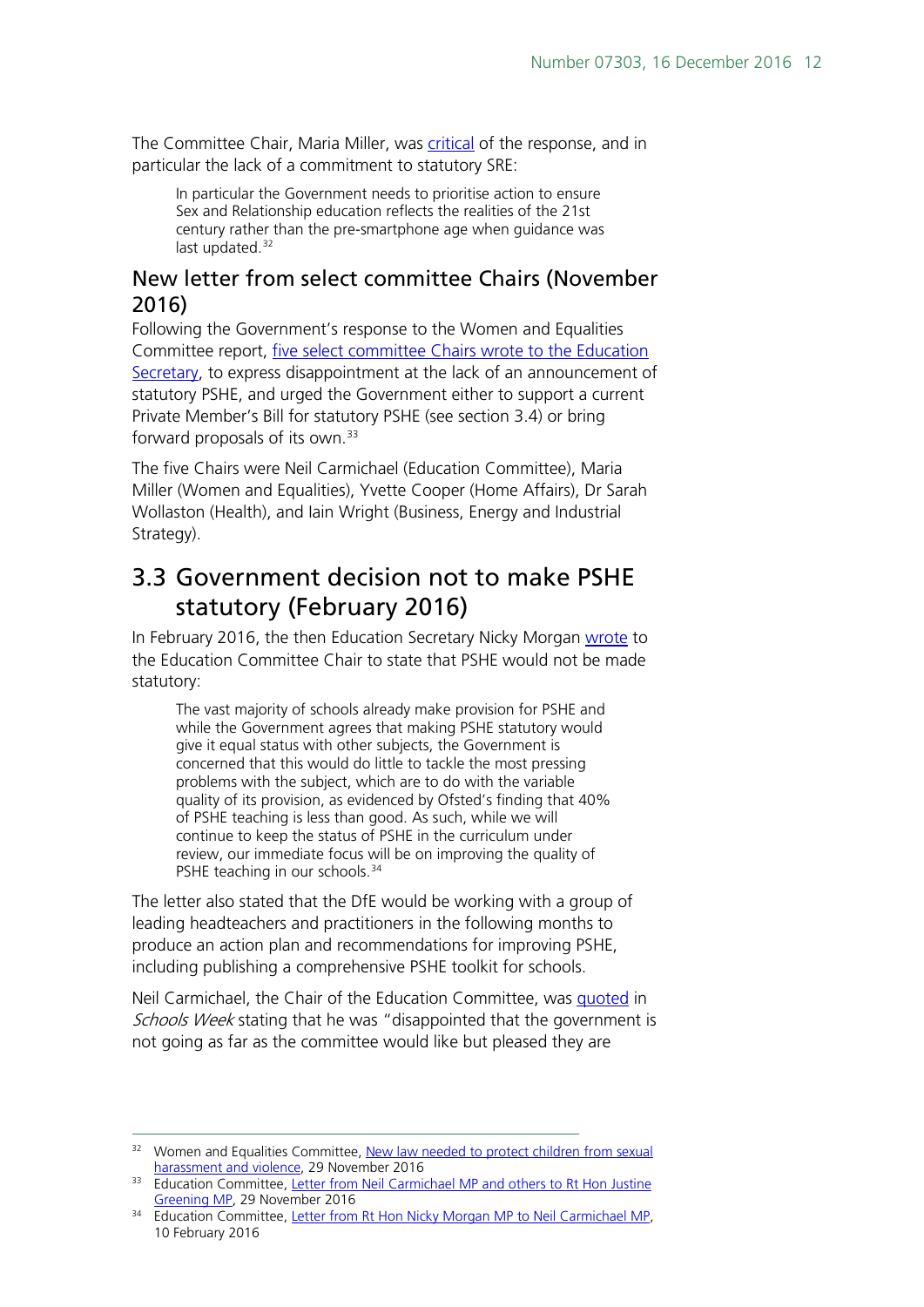The Committee Chair, Maria Miller, was critical of the response, and in particular the lack of a commitment to statutory SRE:

> In particular the Government needs to prioritise action to ensure Sex and Relationship education reflects the realities of the 21st century rather than the pre-smartphone age when guidance was last updated.[32]

### New letter from select committee Chairs (November 2016)

Following the Government's response to the Women and Equalities Committee report, five select committee Chairs wrote to the Education Secretary, to express disappointment at the lack of an announcement of statutory PSHE, and urged the Government either to support a current Private Member's Bill for statutory PSHE (see section 3.4) or bring forward proposals of its own.[33]

The five Chairs were Neil Carmichael (Education Committee), Maria Miller (Women and Equalities), Yvette Cooper (Home Affairs), Dr Sarah Wollaston (Health), and Iain Wright (Business, Energy and Industrial Strategy).

## 3.3 Government decision not to make PSHE statutory (February 2016)

In February 2016, the then Education Secretary Nicky Morgan wrote to the Education Committee Chair to state that PSHE would not be made statutory:

> The vast majority of schools already make provision for PSHE and while the Government agrees that making PSHE statutory would give it equal status with other subjects, the Government is concerned that this would do little to tackle the most pressing problems with the subject, which are to do with the variable quality of its provision, as evidenced by Ofsted's finding that 40% of PSHE teaching is less than good. As such, while we will continue to keep the status of PSHE in the curriculum under review, our immediate focus will be on improving the quality of PSHE teaching in our schools.[34]

The letter also stated that the DfE would be working with a group of leading headteachers and practitioners in the following months to produce an action plan and recommendations for improving PSHE, including publishing a comprehensive PSHE toolkit for schools.

Neil Carmichael, the Chair of the Education Committee, was quoted in *Schools Week* stating that he was "disappointed that the government is not going as far as the committee would like but pleased they are

---

[32] Women and Equalities Committee, New law needed to protect children from sexual harassment and violence, 29 November 2016

[33] Education Committee, Letter from Neil Carmichael MP and others to Rt Hon Justine Greening MP, 29 November 2016

[34] Education Committee, Letter from Rt Hon Nicky Morgan MP to Neil Carmichael MP, 10 February 2016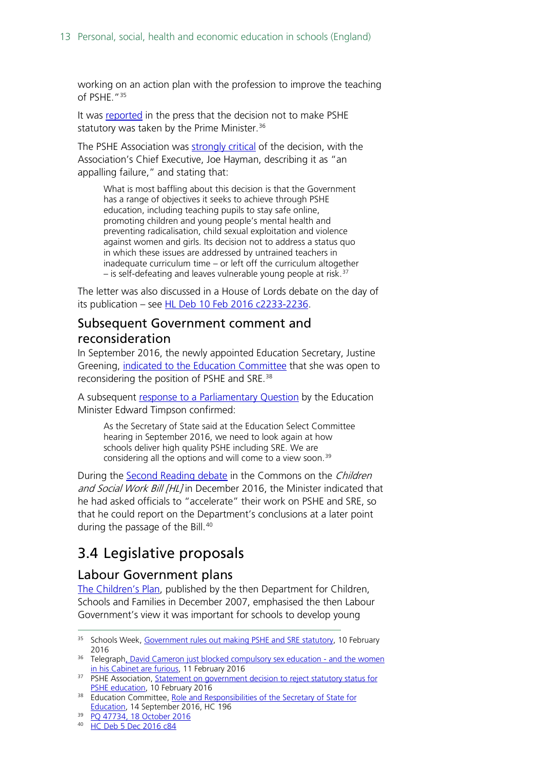working on an action plan with the profession to improve the teaching of PSHE."[35]

It was reported in the press that the decision not to make PSHE statutory was taken by the Prime Minister.[36]

The PSHE Association was strongly critical of the decision, with the Association's Chief Executive, Joe Hayman, describing it as "an appalling failure," and stating that:

> What is most baffling about this decision is that the Government has a range of objectives it seeks to achieve through PSHE education, including teaching pupils to stay safe online, promoting children and young people's mental health and preventing radicalisation, child sexual exploitation and violence against women and girls. Its decision not to address a status quo in which these issues are addressed by untrained teachers in inadequate curriculum time – or left off the curriculum altogether – is self-defeating and leaves vulnerable young people at risk.[37]

The letter was also discussed in a House of Lords debate on the day of its publication – see HL Deb 10 Feb 2016 c2233-2236.

### Subsequent Government comment and reconsideration

In September 2016, the newly appointed Education Secretary, Justine Greening, indicated to the Education Committee that she was open to reconsidering the position of PSHE and SRE.[38]

A subsequent response to a Parliamentary Question by the Education Minister Edward Timpson confirmed:

> As the Secretary of State said at the Education Select Committee hearing in September 2016, we need to look again at how schools deliver high quality PSHE including SRE. We are considering all the options and will come to a view soon.[39]

During the Second Reading debate in the Commons on the *Children and Social Work Bill [HL]* in December 2016, the Minister indicated that he had asked officials to "accelerate" their work on PSHE and SRE, so that he could report on the Department's conclusions at a later point during the passage of the Bill.[40]

## 3.4 Legislative proposals

### Labour Government plans

The Children's Plan, published by the then Department for Children, Schools and Families in December 2007, emphasised the then Labour Government's view it was important for schools to develop young

---

[35] Schools Week, Government rules out making PSHE and SRE statutory, 10 February 2016

[36] Telegraph, David Cameron just blocked compulsory sex education - and the women in his Cabinet are furious, 11 February 2016

[37] PSHE Association, Statement on government decision to reject statutory status for PSHE education, 10 February 2016

[38] Education Committee, Role and Responsibilities of the Secretary of State for Education, 14 September 2016, HC 196

[39] PQ 47734, 18 October 2016

[40] HC Deb 5 Dec 2016 c84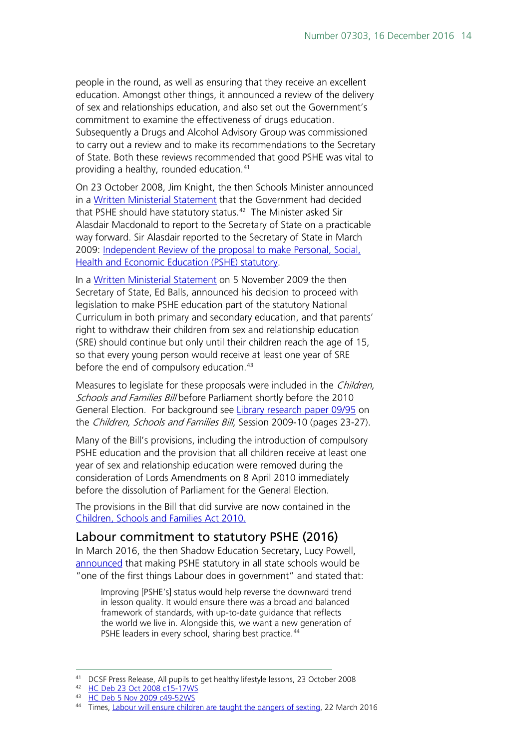people in the round, as well as ensuring that they receive an excellent education. Amongst other things, it announced a review of the delivery of sex and relationships education, and also set out the Government's commitment to examine the effectiveness of drugs education. Subsequently a Drugs and Alcohol Advisory Group was commissioned to carry out a review and to make its recommendations to the Secretary of State. Both these reviews recommended that good PSHE was vital to providing a healthy, rounded education.[41]

On 23 October 2008, Jim Knight, the then Schools Minister announced in a Written Ministerial Statement that the Government had decided that PSHE should have statutory status.[42] The Minister asked Sir Alasdair Macdonald to report to the Secretary of State on a practicable way forward. Sir Alasdair reported to the Secretary of State in March 2009: Independent Review of the proposal to make Personal, Social, Health and Economic Education (PSHE) statutory.

In a Written Ministerial Statement on 5 November 2009 the then Secretary of State, Ed Balls, announced his decision to proceed with legislation to make PSHE education part of the statutory National Curriculum in both primary and secondary education, and that parents' right to withdraw their children from sex and relationship education (SRE) should continue but only until their children reach the age of 15, so that every young person would receive at least one year of SRE before the end of compulsory education.[43]

Measures to legislate for these proposals were included in the *Children, Schools and Families Bill* before Parliament shortly before the 2010 General Election. For background see Library research paper 09/95 on the *Children, Schools and Families Bill,* Session 2009-10 (pages 23-27).

Many of the Bill's provisions, including the introduction of compulsory PSHE education and the provision that all children receive at least one year of sex and relationship education were removed during the consideration of Lords Amendments on 8 April 2010 immediately before the dissolution of Parliament for the General Election.

The provisions in the Bill that did survive are now contained in the Children, Schools and Families Act 2010.

## Labour commitment to statutory PSHE (2016)

In March 2016, the then Shadow Education Secretary, Lucy Powell, announced that making PSHE statutory in all state schools would be "one of the first things Labour does in government" and stated that:

> Improving [PSHE's] status would help reverse the downward trend in lesson quality. It would ensure there was a broad and balanced framework of standards, with up-to-date guidance that reflects the world we live in. Alongside this, we want a new generation of PSHE leaders in every school, sharing best practice.[44]

---

[41] DCSF Press Release, All pupils to get healthy lifestyle lessons, 23 October 2008

[42] HC Deb 23 Oct 2008 c15-17WS

[43] HC Deb 5 Nov 2009 c49-52WS

[44] Times, Labour will ensure children are taught the dangers of sexting, 22 March 2016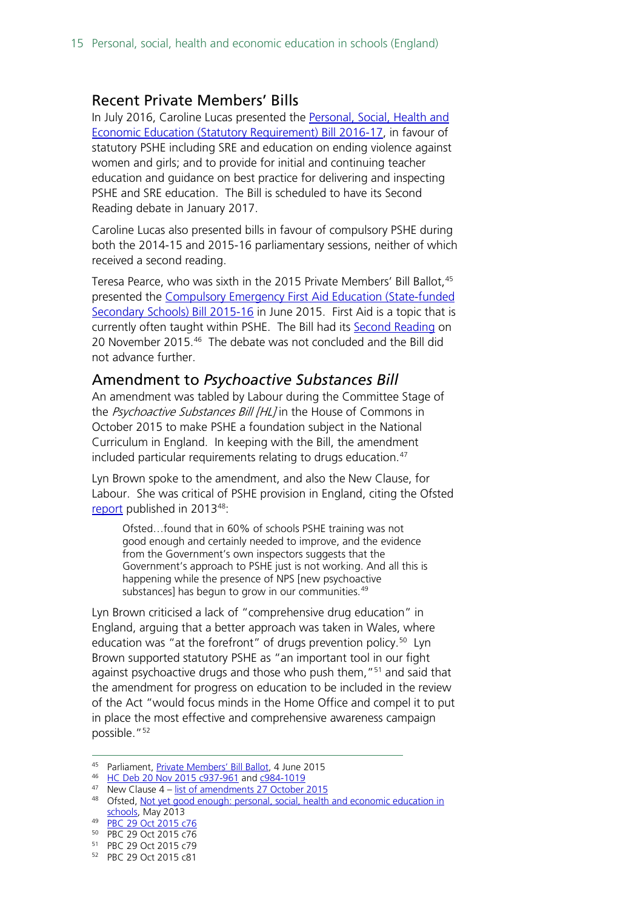## Recent Private Members' Bills

In July 2016, Caroline Lucas presented the Personal, Social, Health and Economic Education (Statutory Requirement) Bill 2016-17, in favour of statutory PSHE including SRE and education on ending violence against women and girls; and to provide for initial and continuing teacher education and guidance on best practice for delivering and inspecting PSHE and SRE education. The Bill is scheduled to have its Second Reading debate in January 2017.

Caroline Lucas also presented bills in favour of compulsory PSHE during both the 2014-15 and 2015-16 parliamentary sessions, neither of which received a second reading.

Teresa Pearce, who was sixth in the 2015 Private Members' Bill Ballot,[45] presented the Compulsory Emergency First Aid Education (State-funded Secondary Schools) Bill 2015-16 in June 2015. First Aid is a topic that is currently often taught within PSHE. The Bill had its Second Reading on 20 November 2015.[46] The debate was not concluded and the Bill did not advance further.

## Amendment to *Psychoactive Substances Bill*

An amendment was tabled by Labour during the Committee Stage of the *Psychoactive Substances Bill [HL]* in the House of Commons in October 2015 to make PSHE a foundation subject in the National Curriculum in England. In keeping with the Bill, the amendment included particular requirements relating to drugs education.[47]

Lyn Brown spoke to the amendment, and also the New Clause, for Labour. She was critical of PSHE provision in England, citing the Ofsted report published in 2013[48]:

> Ofsted…found that in 60% of schools PSHE training was not good enough and certainly needed to improve, and the evidence from the Government's own inspectors suggests that the Government's approach to PSHE just is not working. And all this is happening while the presence of NPS [new psychoactive substances] has begun to grow in our communities.[49]

Lyn Brown criticised a lack of "comprehensive drug education" in England, arguing that a better approach was taken in Wales, where education was "at the forefront" of drugs prevention policy.[50] Lyn Brown supported statutory PSHE as "an important tool in our fight against psychoactive drugs and those who push them,"[51] and said that the amendment for progress on education to be included in the review of the Act "would focus minds in the Home Office and compel it to put in place the most effective and comprehensive awareness campaign possible."[52]

---

45 Parliament, Private Members' Bill Ballot, 4 June 2015
46 HC Deb 20 Nov 2015 c937-961 and c984-1019
47 New Clause 4 – list of amendments 27 October 2015
48 Ofsted, Not yet good enough: personal, social, health and economic education in schools, May 2013
49 PBC 29 Oct 2015 c76
50 PBC 29 Oct 2015 c76
51 PBC 29 Oct 2015 c79
52 PBC 29 Oct 2015 c81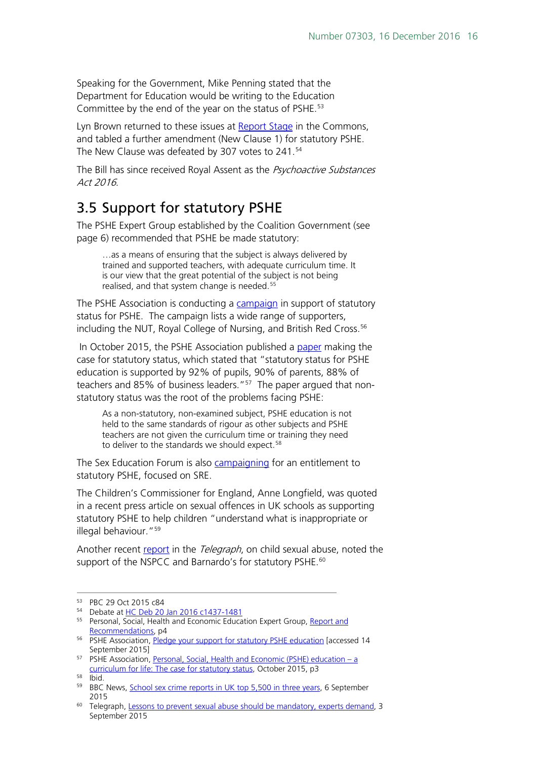Speaking for the Government, Mike Penning stated that the Department for Education would be writing to the Education Committee by the end of the year on the status of PSHE.[53]

Lyn Brown returned to these issues at Report Stage in the Commons, and tabled a further amendment (New Clause 1) for statutory PSHE. The New Clause was defeated by 307 votes to 241.[54]

The Bill has since received Royal Assent as the *Psychoactive Substances Act 2016*.

## 3.5 Support for statutory PSHE

The PSHE Expert Group established by the Coalition Government (see page 6) recommended that PSHE be made statutory:

> …as a means of ensuring that the subject is always delivered by trained and supported teachers, with adequate curriculum time. It is our view that the great potential of the subject is not being realised, and that system change is needed.[55]

The PSHE Association is conducting a campaign in support of statutory status for PSHE. The campaign lists a wide range of supporters, including the NUT, Royal College of Nursing, and British Red Cross.[56]

In October 2015, the PSHE Association published a paper making the case for statutory status, which stated that "statutory status for PSHE education is supported by 92% of pupils, 90% of parents, 88% of teachers and 85% of business leaders."[57] The paper argued that non-statutory status was the root of the problems facing PSHE:

> As a non-statutory, non-examined subject, PSHE education is not held to the same standards of rigour as other subjects and PSHE teachers are not given the curriculum time or training they need to deliver to the standards we should expect.[58]

The Sex Education Forum is also campaigning for an entitlement to statutory PSHE, focused on SRE.

The Children's Commissioner for England, Anne Longfield, was quoted in a recent press article on sexual offences in UK schools as supporting statutory PSHE to help children "understand what is inappropriate or illegal behaviour."[59]

Another recent report in the *Telegraph*, on child sexual abuse, noted the support of the NSPCC and Barnardo's for statutory PSHE.[60]

---

[53] PBC 29 Oct 2015 c84

[54] Debate at HC Deb 20 Jan 2016 c1437-1481

[55] Personal, Social, Health and Economic Education Expert Group, Report and Recommendations, p4

[56] PSHE Association, Pledge your support for statutory PSHE education [accessed 14 September 2015]

[57] PSHE Association, Personal, Social, Health and Economic (PSHE) education – a curriculum for life: The case for statutory status, October 2015, p3

[58] Ibid.

[59] BBC News, School sex crime reports in UK top 5,500 in three years, 6 September 2015

[60] Telegraph, Lessons to prevent sexual abuse should be mandatory, experts demand, 3 September 2015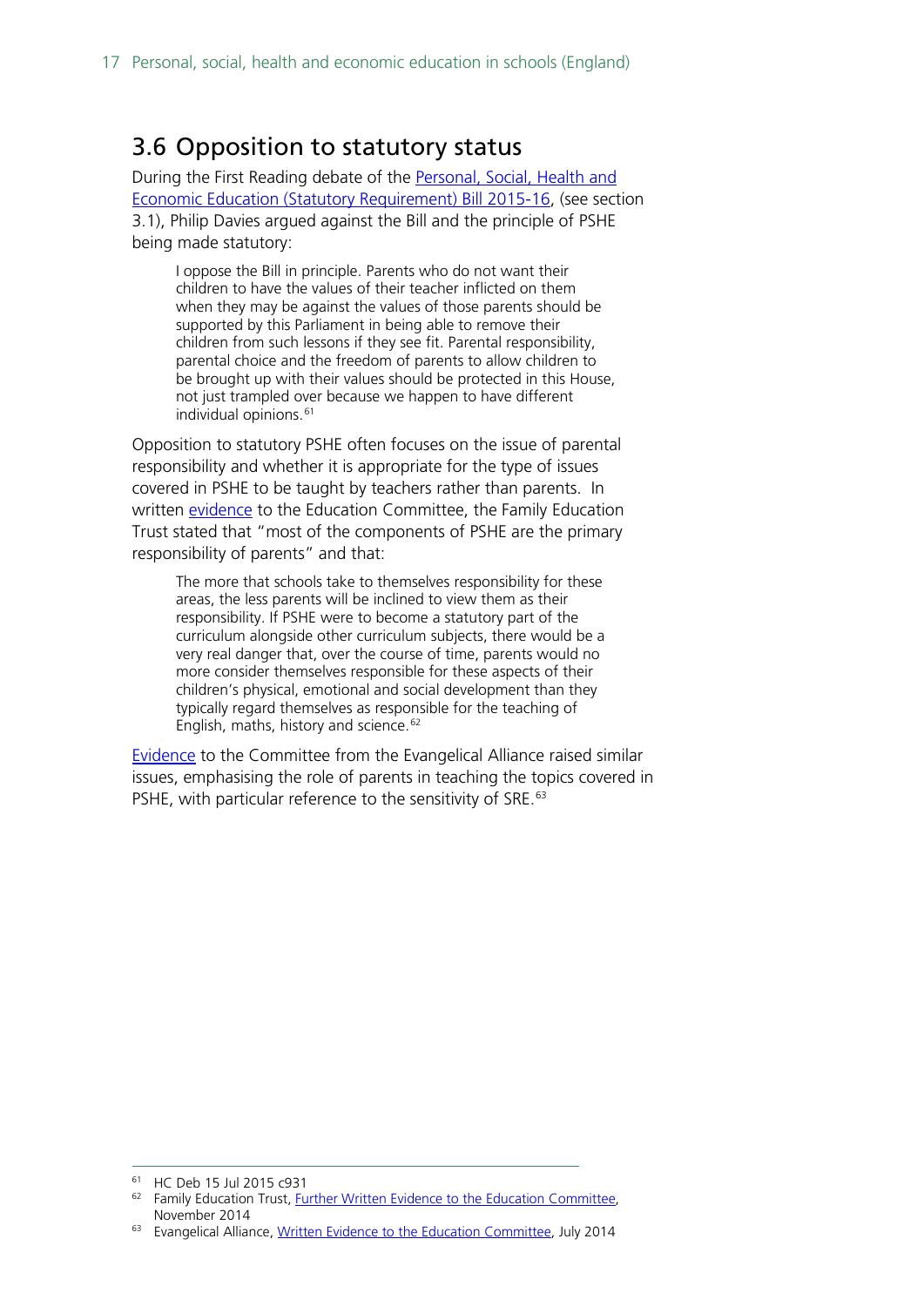## 3.6 Opposition to statutory status

During the First Reading debate of the Personal, Social, Health and Economic Education (Statutory Requirement) Bill 2015-16, (see section 3.1), Philip Davies argued against the Bill and the principle of PSHE being made statutory:

> I oppose the Bill in principle. Parents who do not want their children to have the values of their teacher inflicted on them when they may be against the values of those parents should be supported by this Parliament in being able to remove their children from such lessons if they see fit. Parental responsibility, parental choice and the freedom of parents to allow children to be brought up with their values should be protected in this House, not just trampled over because we happen to have different individual opinions.[61]

Opposition to statutory PSHE often focuses on the issue of parental responsibility and whether it is appropriate for the type of issues covered in PSHE to be taught by teachers rather than parents. In written evidence to the Education Committee, the Family Education Trust stated that "most of the components of PSHE are the primary responsibility of parents" and that:

> The more that schools take to themselves responsibility for these areas, the less parents will be inclined to view them as their responsibility. If PSHE were to become a statutory part of the curriculum alongside other curriculum subjects, there would be a very real danger that, over the course of time, parents would no more consider themselves responsible for these aspects of their children's physical, emotional and social development than they typically regard themselves as responsible for the teaching of English, maths, history and science.[62]

Evidence to the Committee from the Evangelical Alliance raised similar issues, emphasising the role of parents in teaching the topics covered in PSHE, with particular reference to the sensitivity of SRE.[63]

---

[61] HC Deb 15 Jul 2015 c931

[62] Family Education Trust, Further Written Evidence to the Education Committee, November 2014

[63] Evangelical Alliance, Written Evidence to the Education Committee, July 2014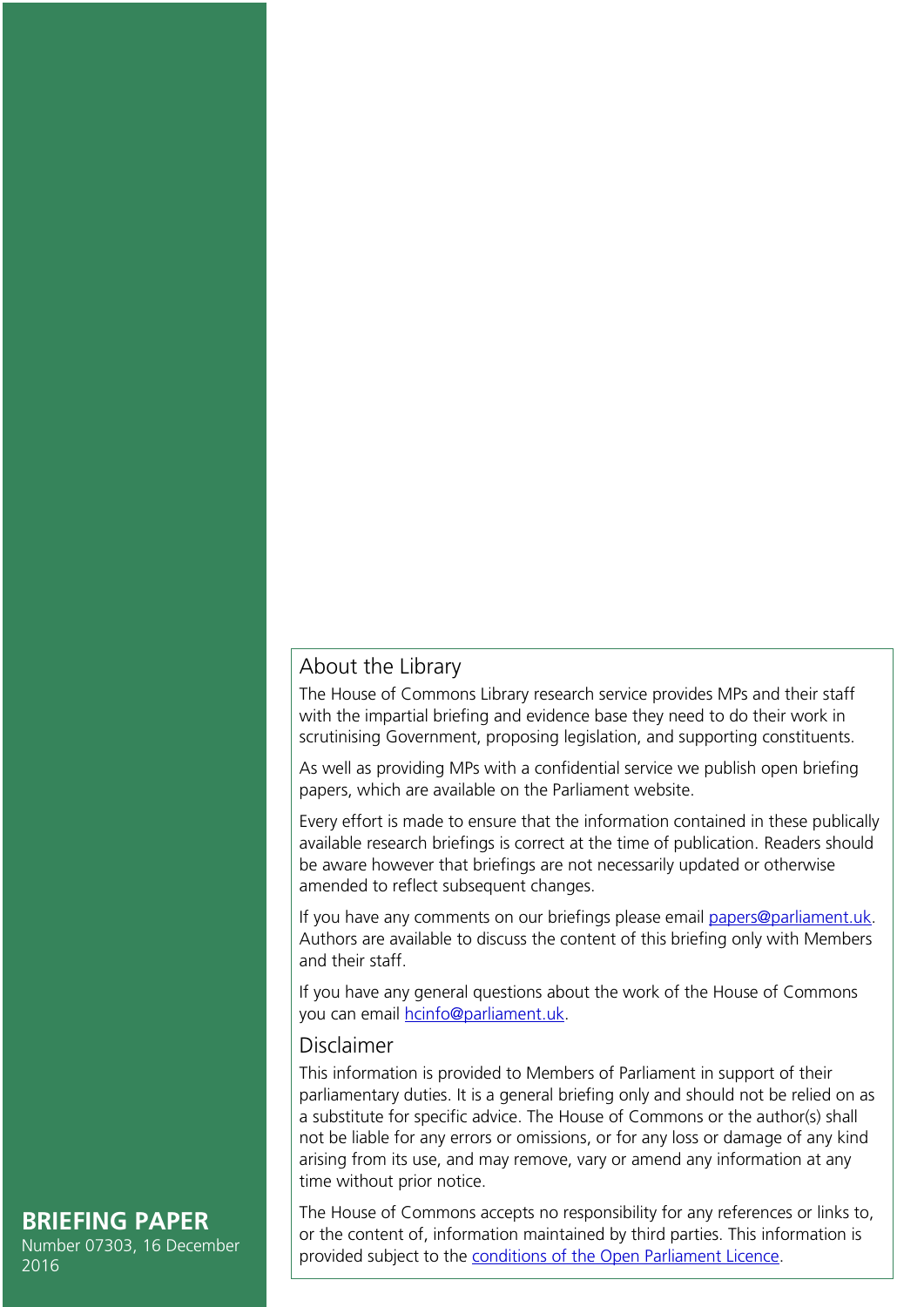## About the Library

The House of Commons Library research service provides MPs and their staff with the impartial briefing and evidence base they need to do their work in scrutinising Government, proposing legislation, and supporting constituents.

As well as providing MPs with a confidential service we publish open briefing papers, which are available on the Parliament website.

Every effort is made to ensure that the information contained in these publically available research briefings is correct at the time of publication. Readers should be aware however that briefings are not necessarily updated or otherwise amended to reflect subsequent changes.

If you have any comments on our briefings please email papers@parliament.uk. Authors are available to discuss the content of this briefing only with Members and their staff.

If you have any general questions about the work of the House of Commons you can email hcinfo@parliament.uk.

## Disclaimer

This information is provided to Members of Parliament in support of their parliamentary duties. It is a general briefing only and should not be relied on as a substitute for specific advice. The House of Commons or the author(s) shall not be liable for any errors or omissions, or for any loss or damage of any kind arising from its use, and may remove, vary or amend any information at any time without prior notice.

The House of Commons accepts no responsibility for any references or links to, or the content of, information maintained by third parties. This information is provided subject to the conditions of the Open Parliament Licence.

**BRIEFING PAPER**

Number 07303, 16 December 2016